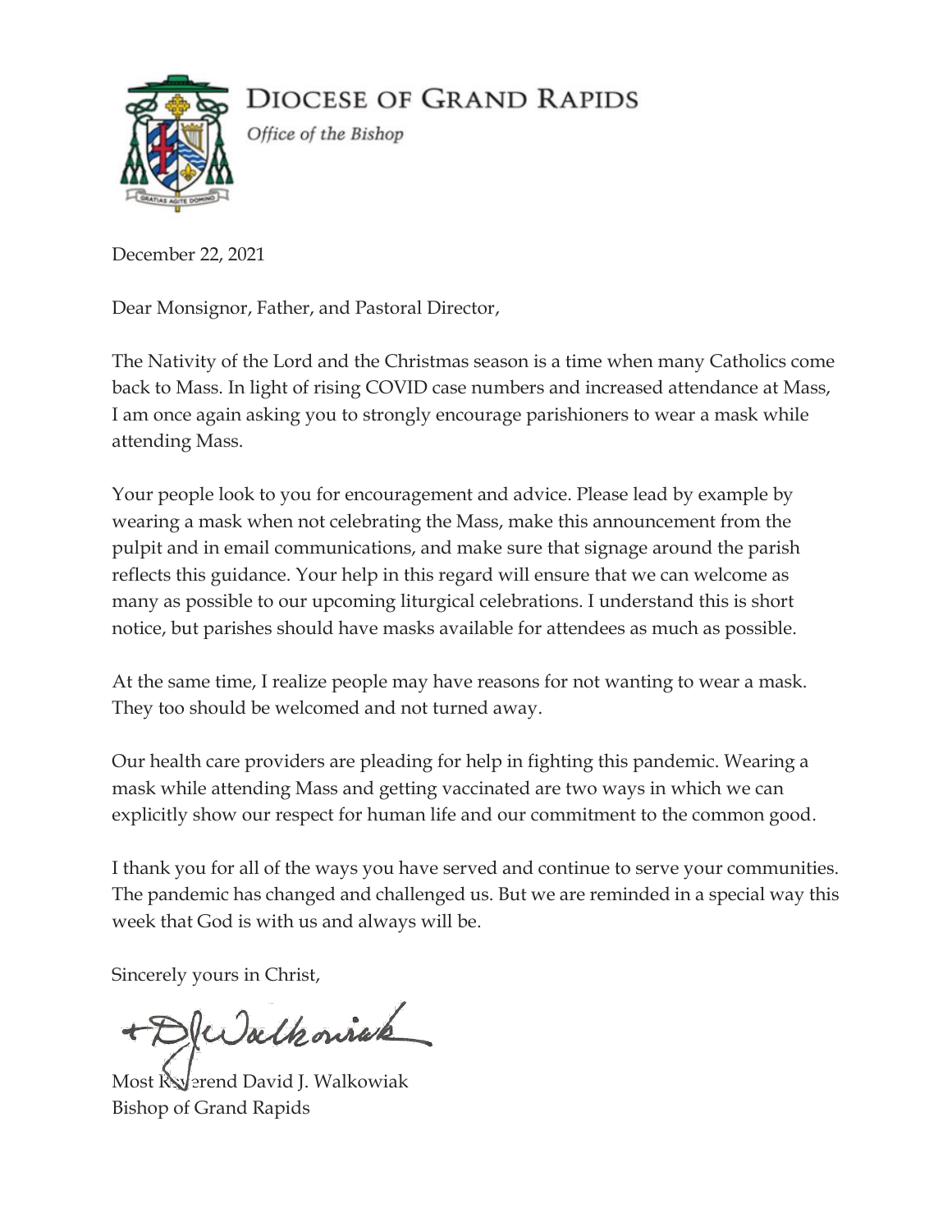# DIOCESE OF GRAND RAPIDS

*Office of the Bishop*

December 22, 2021

Dear Monsignor, Father, and Pastoral Director,

The Nativity of the Lord and the Christmas season is a time when many Catholics come back to Mass. In light of rising COVID case numbers and increased attendance at Mass, I am once again asking you to strongly encourage parishioners to wear a mask while attending Mass.

Your people look to you for encouragement and advice. Please lead by example by wearing a mask when not celebrating the Mass, make this announcement from the pulpit and in email communications, and make sure that signage around the parish reflects this guidance. Your help in this regard will ensure that we can welcome as many as possible to our upcoming liturgical celebrations. I understand this is short notice, but parishes should have masks available for attendees as much as possible.

At the same time, I realize people may have reasons for not wanting to wear a mask. They too should be welcomed and not turned away.

Our health care providers are pleading for help in fighting this pandemic. Wearing a mask while attending Mass and getting vaccinated are two ways in which we can explicitly show our respect for human life and our commitment to the common good.

I thank you for all of the ways you have served and continue to serve your communities. The pandemic has changed and challenged us. But we are reminded in a special way this week that God is with us and always will be.

Sincerely yours in Christ,

+DJ Walkowiak

Most Reverend David J. Walkowiak
Bishop of Grand Rapids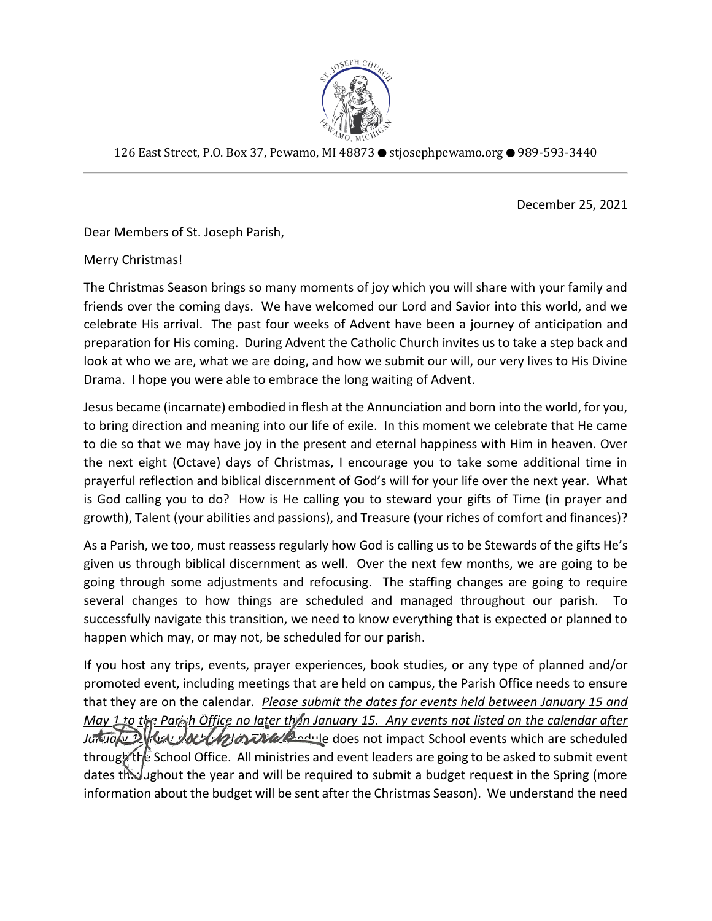126 East Street, P.O. Box 37, Pewamo, MI 48873 ● stjosephpewamo.org ● 989-593-3440

December 25, 2021

Dear Members of St. Joseph Parish,

Merry Christmas!

The Christmas Season brings so many moments of joy which you will share with your family and friends over the coming days. We have welcomed our Lord and Savior into this world, and we celebrate His arrival. The past four weeks of Advent have been a journey of anticipation and preparation for His coming. During Advent the Catholic Church invites us to take a step back and look at who we are, what we are doing, and how we submit our will, our very lives to His Divine Drama. I hope you were able to embrace the long waiting of Advent.

Jesus became (incarnate) embodied in flesh at the Annunciation and born into the world, for you, to bring direction and meaning into our life of exile. In this moment we celebrate that He came to die so that we may have joy in the present and eternal happiness with Him in heaven. Over the next eight (Octave) days of Christmas, I encourage you to take some additional time in prayerful reflection and biblical discernment of God's will for your life over the next year. What is God calling you to do? How is He calling you to steward your gifts of Time (in prayer and growth), Talent (your abilities and passions), and Treasure (your riches of comfort and finances)?

As a Parish, we too, must reassess regularly how God is calling us to be Stewards of the gifts He's given us through biblical discernment as well. Over the next few months, we are going to be going through some adjustments and refocusing. The staffing changes are going to require several changes to how things are scheduled and managed throughout our parish. To successfully navigate this transition, we need to know everything that is expected or planned to happen which may, or may not, be scheduled for our parish.

If you host any trips, events, prayer experiences, book studies, or any type of planned and/or promoted event, including meetings that are held on campus, the Parish Office needs to ensure that they are on the calendar. *Please submit the dates for events held between January 15 and May 1 to the Parish Office no later than January 15. Any events not listed on the calendar after January 15 ...* schedule does not impact School events which are scheduled through the School Office. All ministries and event leaders are going to be asked to submit event dates throughout the year and will be required to submit a budget request in the Spring (more information about the budget will be sent after the Christmas Season). We understand the need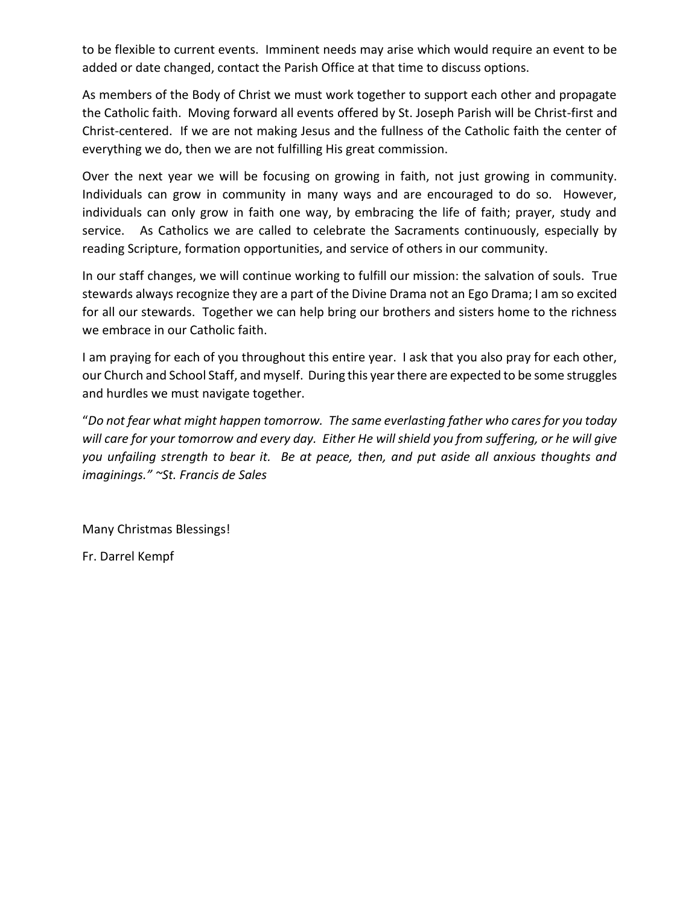to be flexible to current events. Imminent needs may arise which would require an event to be added or date changed, contact the Parish Office at that time to discuss options.

As members of the Body of Christ we must work together to support each other and propagate the Catholic faith. Moving forward all events offered by St. Joseph Parish will be Christ-first and Christ-centered. If we are not making Jesus and the fullness of the Catholic faith the center of everything we do, then we are not fulfilling His great commission.

Over the next year we will be focusing on growing in faith, not just growing in community. Individuals can grow in community in many ways and are encouraged to do so. However, individuals can only grow in faith one way, by embracing the life of faith; prayer, study and service. As Catholics we are called to celebrate the Sacraments continuously, especially by reading Scripture, formation opportunities, and service of others in our community.

In our staff changes, we will continue working to fulfill our mission: the salvation of souls. True stewards always recognize they are a part of the Divine Drama not an Ego Drama; I am so excited for all our stewards. Together we can help bring our brothers and sisters home to the richness we embrace in our Catholic faith.

I am praying for each of you throughout this entire year. I ask that you also pray for each other, our Church and School Staff, and myself. During this year there are expected to be some struggles and hurdles we must navigate together.

"*Do not fear what might happen tomorrow. The same everlasting father who cares for you today will care for your tomorrow and every day. Either He will shield you from suffering, or he will give you unfailing strength to bear it. Be at peace, then, and put aside all anxious thoughts and imaginings." ~St. Francis de Sales*

Many Christmas Blessings!

Fr. Darrel Kempf